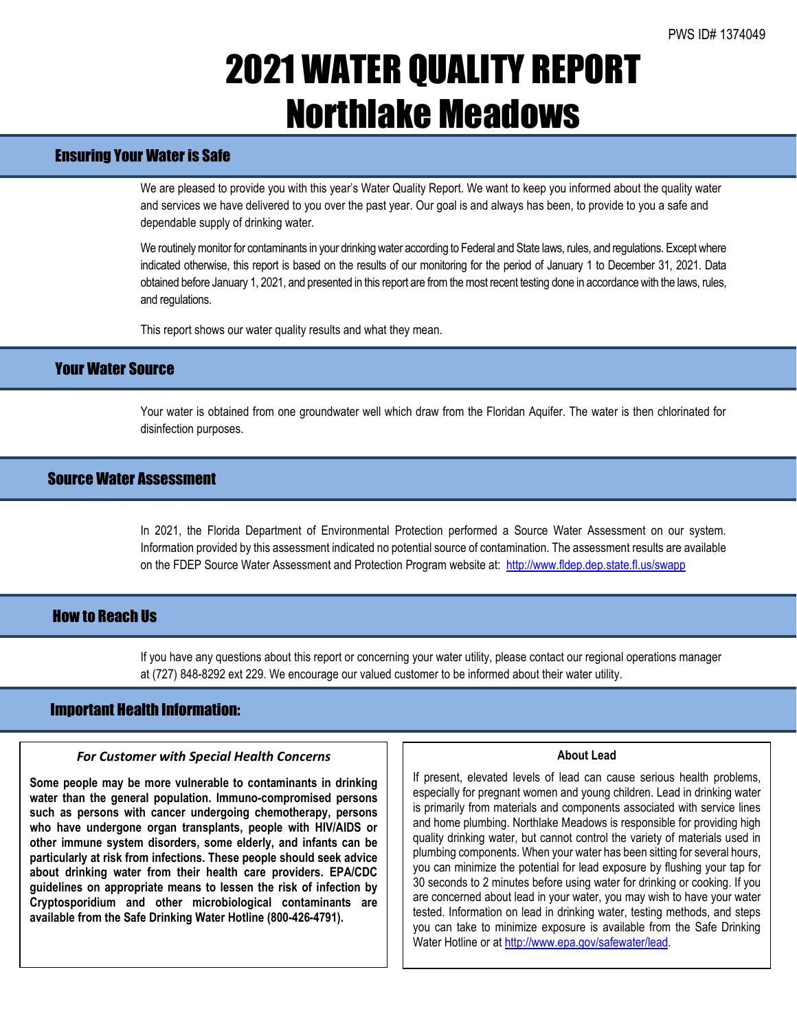PWS ID# 1374049

# 2021 WATER QUALITY REPORT
# Northlake Meadows

## Ensuring Your Water is Safe

We are pleased to provide you with this year's Water Quality Report. We want to keep you informed about the quality water and services we have delivered to you over the past year. Our goal is and always has been, to provide to you a safe and dependable supply of drinking water.

We routinely monitor for contaminants in your drinking water according to Federal and State laws, rules, and regulations. Except where indicated otherwise, this report is based on the results of our monitoring for the period of January 1 to December 31, 2021. Data obtained before January 1, 2021, and presented in this report are from the most recent testing done in accordance with the laws, rules, and regulations.

This report shows our water quality results and what they mean.

## Your Water Source

Your water is obtained from one groundwater well which draw from the Floridan Aquifer. The water is then chlorinated for disinfection purposes.

## Source Water Assessment

In 2021, the Florida Department of Environmental Protection performed a Source Water Assessment on our system. Information provided by this assessment indicated no potential source of contamination. The assessment results are available on the FDEP Source Water Assessment and Protection Program website at: http://www.fldep.dep.state.fl.us/swapp

## How to Reach Us

If you have any questions about this report or concerning your water utility, please contact our regional operations manager at (727) 848-8292 ext 229. We encourage our valued customer to be informed about their water utility.

## Important Health Information:

### *For Customer with Special Health Concerns*

**Some people may be more vulnerable to contaminants in drinking water than the general population. Immuno-compromised persons such as persons with cancer undergoing chemotherapy, persons who have undergone organ transplants, people with HIV/AIDS or other immune system disorders, some elderly, and infants can be particularly at risk from infections. These people should seek advice about drinking water from their health care providers. EPA/CDC guidelines on appropriate means to lessen the risk of infection by Cryptosporidium and other microbiological contaminants are available from the Safe Drinking Water Hotline (800-426-4791).**

### About Lead

If present, elevated levels of lead can cause serious health problems, especially for pregnant women and young children. Lead in drinking water is primarily from materials and components associated with service lines and home plumbing. Northlake Meadows is responsible for providing high quality drinking water, but cannot control the variety of materials used in plumbing components. When your water has been sitting for several hours, you can minimize the potential for lead exposure by flushing your tap for 30 seconds to 2 minutes before using water for drinking or cooking. If you are concerned about lead in your water, you may wish to have your water tested. Information on lead in drinking water, testing methods, and steps you can take to minimize exposure is available from the Safe Drinking Water Hotline or at http://www.epa.gov/safewater/lead.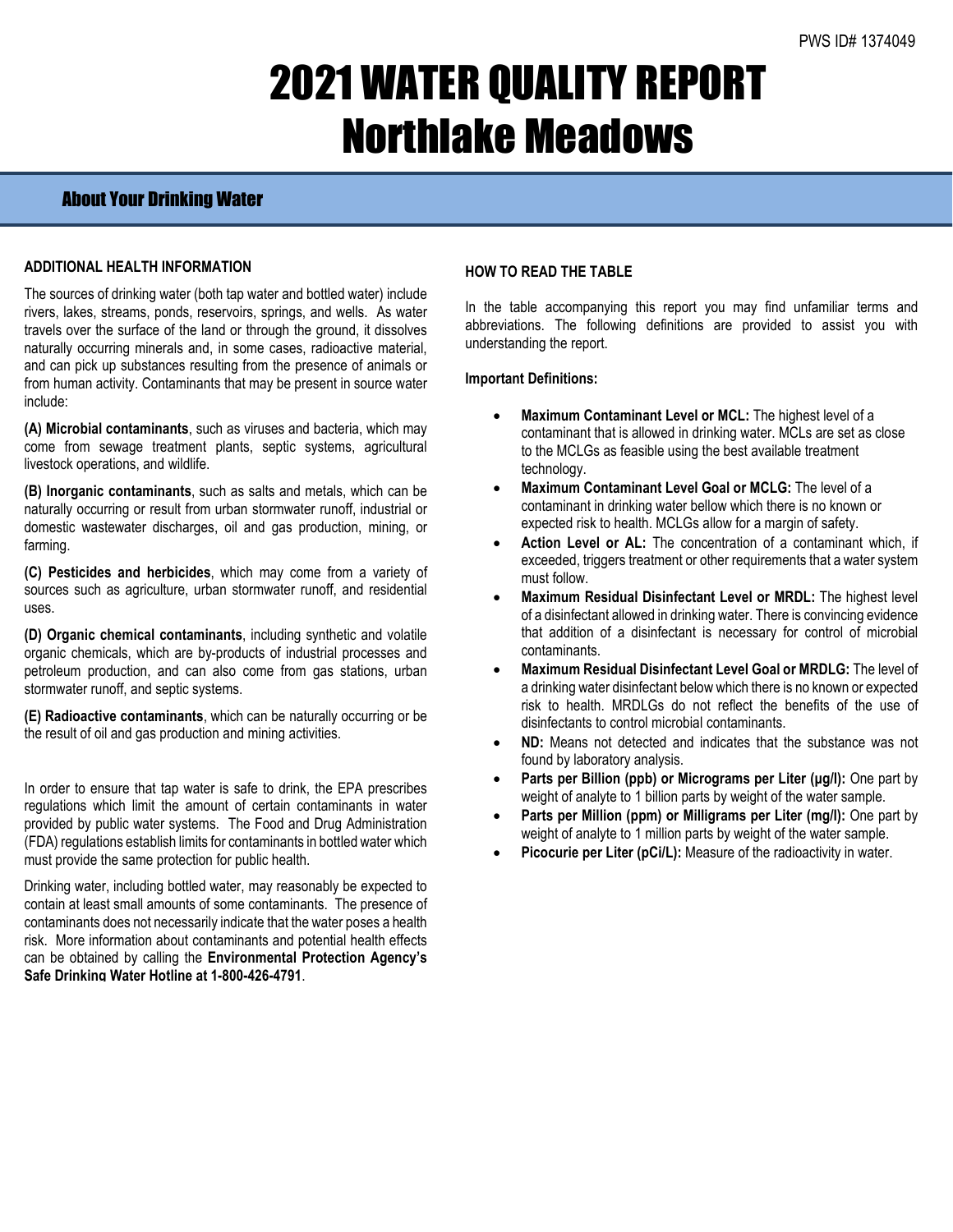PWS ID# 1374049

# 2021 WATER QUALITY REPORT
# Northlake Meadows

## About Your Drinking Water

### ADDITIONAL HEALTH INFORMATION

The sources of drinking water (both tap water and bottled water) include rivers, lakes, streams, ponds, reservoirs, springs, and wells. As water travels over the surface of the land or through the ground, it dissolves naturally occurring minerals and, in some cases, radioactive material, and can pick up substances resulting from the presence of animals or from human activity. Contaminants that may be present in source water include:

**(A) Microbial contaminants**, such as viruses and bacteria, which may come from sewage treatment plants, septic systems, agricultural livestock operations, and wildlife.

**(B) Inorganic contaminants**, such as salts and metals, which can be naturally occurring or result from urban stormwater runoff, industrial or domestic wastewater discharges, oil and gas production, mining, or farming.

**(C) Pesticides and herbicides**, which may come from a variety of sources such as agriculture, urban stormwater runoff, and residential uses.

**(D) Organic chemical contaminants**, including synthetic and volatile organic chemicals, which are by-products of industrial processes and petroleum production, and can also come from gas stations, urban stormwater runoff, and septic systems.

**(E) Radioactive contaminants**, which can be naturally occurring or be the result of oil and gas production and mining activities.

In order to ensure that tap water is safe to drink, the EPA prescribes regulations which limit the amount of certain contaminants in water provided by public water systems. The Food and Drug Administration (FDA) regulations establish limits for contaminants in bottled water which must provide the same protection for public health.

Drinking water, including bottled water, may reasonably be expected to contain at least small amounts of some contaminants. The presence of contaminants does not necessarily indicate that the water poses a health risk. More information about contaminants and potential health effects can be obtained by calling the **Environmental Protection Agency's Safe Drinking Water Hotline at 1-800-426-4791**.

### HOW TO READ THE TABLE

In the table accompanying this report you may find unfamiliar terms and abbreviations. The following definitions are provided to assist you with understanding the report.

**Important Definitions:**

- **Maximum Contaminant Level or MCL:** The highest level of a contaminant that is allowed in drinking water. MCLs are set as close to the MCLGs as feasible using the best available treatment technology.
- **Maximum Contaminant Level Goal or MCLG:** The level of a contaminant in drinking water bellow which there is no known or expected risk to health. MCLGs allow for a margin of safety.
- **Action Level or AL:** The concentration of a contaminant which, if exceeded, triggers treatment or other requirements that a water system must follow.
- **Maximum Residual Disinfectant Level or MRDL:** The highest level of a disinfectant allowed in drinking water. There is convincing evidence that addition of a disinfectant is necessary for control of microbial contaminants.
- **Maximum Residual Disinfectant Level Goal or MRDLG:** The level of a drinking water disinfectant below which there is no known or expected risk to health. MRDLGs do not reflect the benefits of the use of disinfectants to control microbial contaminants.
- **ND:** Means not detected and indicates that the substance was not found by laboratory analysis.
- **Parts per Billion (ppb) or Micrograms per Liter (µg/l):** One part by weight of analyte to 1 billion parts by weight of the water sample.
- **Parts per Million (ppm) or Milligrams per Liter (mg/l):** One part by weight of analyte to 1 million parts by weight of the water sample.
- **Picocurie per Liter (pCi/L):** Measure of the radioactivity in water.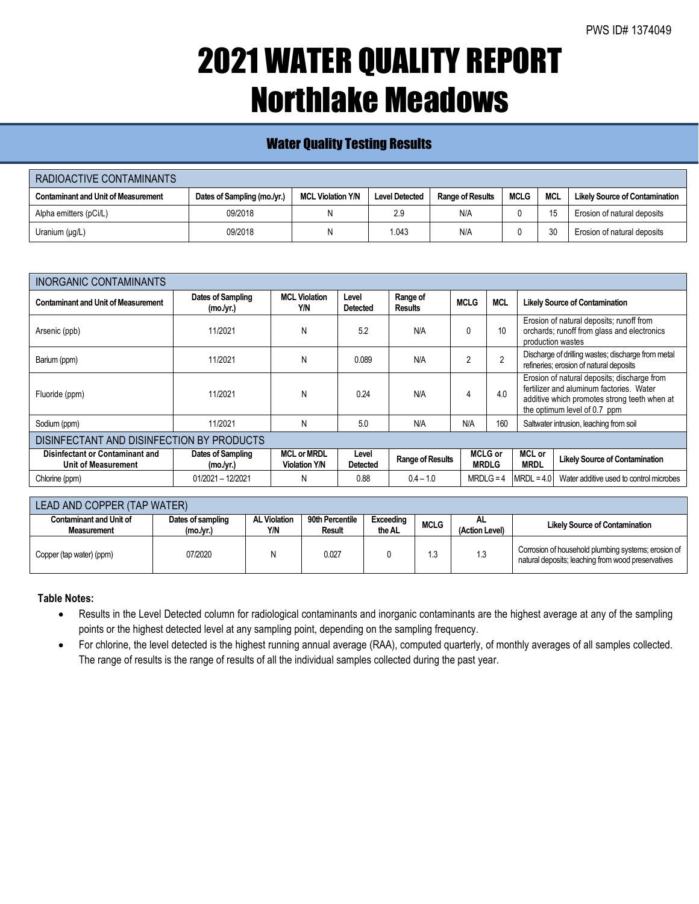PWS ID# 1374049

# 2021 WATER QUALITY REPORT
# Northlake Meadows

## Water Quality Testing Results

| RADIOACTIVE CONTAMINANTS | | | | | | | |
|---|---|---|---|---|---|---|---|
| **Contaminant and Unit of Measurement** | **Dates of Sampling (mo./yr.)** | **MCL Violation Y/N** | **Level Detected** | **Range of Results** | **MCLG** | **MCL** | **Likely Source of Contamination** |
| Alpha emitters (pCi/L) | 09/2018 | N | 2.9 | N/A | 0 | 15 | Erosion of natural deposits |
| Uranium (µg/L) | 09/2018 | N | 1.043 | N/A | 0 | 30 | Erosion of natural deposits |

| INORGANIC CONTAMINANTS | | | | | | | |
|---|---|---|---|---|---|---|---|
| **Contaminant and Unit of Measurement** | **Dates of Sampling (mo./yr.)** | **MCL Violation Y/N** | **Level Detected** | **Range of Results** | **MCLG** | **MCL** | **Likely Source of Contamination** |
| Arsenic (ppb) | 11/2021 | N | 5.2 | N/A | 0 | 10 | Erosion of natural deposits; runoff from orchards; runoff from glass and electronics production wastes |
| Barium (ppm) | 11/2021 | N | 0.089 | N/A | 2 | 2 | Discharge of drilling wastes; discharge from metal refineries; erosion of natural deposits |
| Fluoride (ppm) | 11/2021 | N | 0.24 | N/A | 4 | 4.0 | Erosion of natural deposits; discharge from fertilizer and aluminum factories. Water additive which promotes strong teeth when at the optimum level of 0.7 ppm |
| Sodium (ppm) | 11/2021 | N | 5.0 | N/A | N/A | 160 | Saltwater intrusion, leaching from soil |

| DISINFECTANT AND DISINFECTION BY PRODUCTS | | | | | | | |
|---|---|---|---|---|---|---|---|
| **Disinfectant or Contaminant and Unit of Measurement** | **Dates of Sampling (mo./yr.)** | **MCL or MRDL Violation Y/N** | **Level Detected** | **Range of Results** | **MCLG or MRDLG** | **MCL or MRDL** | **Likely Source of Contamination** |
| Chlorine (ppm) | 01/2021 – 12/2021 | N | 0.88 | 0.4 – 1.0 | MRDLG = 4 | MRDL = 4.0 | Water additive used to control microbes |

| LEAD AND COPPER (TAP WATER) | | | | | | | |
|---|---|---|---|---|---|---|---|
| **Contaminant and Unit of Measurement** | **Dates of sampling (mo./yr.)** | **AL Violation Y/N** | **90th Percentile Result** | **Exceeding the AL** | **MCLG** | **AL (Action Level)** | **Likely Source of Contamination** |
| Copper (tap water) (ppm) | 07/2020 | N | 0.027 | 0 | 1.3 | 1.3 | Corrosion of household plumbing systems; erosion of natural deposits; leaching from wood preservatives |

**Table Notes:**

- Results in the Level Detected column for radiological contaminants and inorganic contaminants are the highest average at any of the sampling points or the highest detected level at any sampling point, depending on the sampling frequency.
- For chlorine, the level detected is the highest running annual average (RAA), computed quarterly, of monthly averages of all samples collected. The range of results is the range of results of all the individual samples collected during the past year.